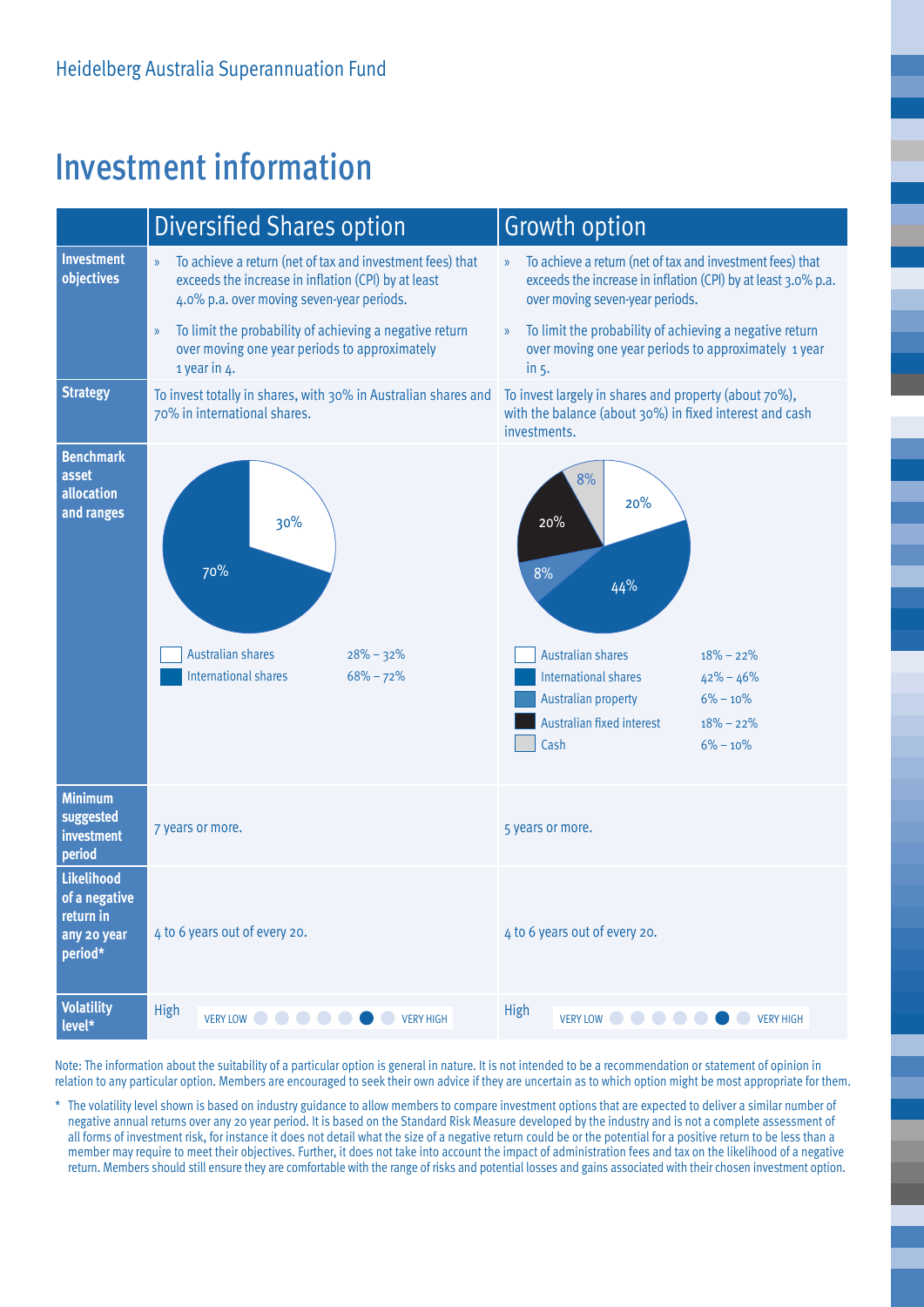Heidelberg Australia Superannuation Fund

# Investment information

| | Diversified Shares option | Growth option |
|---|---|---|
| **Investment objectives** | » To achieve a return (net of tax and investment fees) that exceeds the increase in inflation (CPI) by at least 4.0% p.a. over moving seven-year periods.<br>» To limit the probability of achieving a negative return over moving one year periods to approximately 1 year in 4. | » To achieve a return (net of tax and investment fees) that exceeds the increase in inflation (CPI) by at least 3.0% p.a. over moving seven-year periods.<br>» To limit the probability of achieving a negative return over moving one year periods to approximately 1 year in 5. |
| **Strategy** | To invest totally in shares, with 30% in Australian shares and 70% in international shares. | To invest largely in shares and property (about 70%), with the balance (about 30%) in fixed interest and cash investments. |
| **Benchmark asset allocation and ranges** | Australian shares 30% (28% – 32%)<br>International shares 70% (68% – 72%) | Australian shares 20% (18% – 22%)<br>International shares 44% (42% – 46%)<br>Australian property 8% (6% – 10%)<br>Australian fixed interest 20% (18% – 22%)<br>Cash 8% (6% – 10%) |
| **Minimum suggested investment period** | 7 years or more. | 5 years or more. |
| **Likelihood of a negative return in any 20 year period*** | 4 to 6 years out of every 20. | 4 to 6 years out of every 20. |
| **Volatility level*** | High (VERY LOW ○ ○ ○ ○ ○ ● ○ VERY HIGH) | High (VERY LOW ○ ○ ○ ○ ○ ● ○ VERY HIGH) |

Note: The information about the suitability of a particular option is general in nature. It is not intended to be a recommendation or statement of opinion in relation to any particular option. Members are encouraged to seek their own advice if they are uncertain as to which option might be most appropriate for them.

\* The volatility level shown is based on industry guidance to allow members to compare investment options that are expected to deliver a similar number of negative annual returns over any 20 year period. It is based on the Standard Risk Measure developed by the industry and is not a complete assessment of all forms of investment risk, for instance it does not detail what the size of a negative return could be or the potential for a positive return to be less than a member may require to meet their objectives. Further, it does not take into account the impact of administration fees and tax on the likelihood of a negative return. Members should still ensure they are comfortable with the range of risks and potential losses and gains associated with their chosen investment option.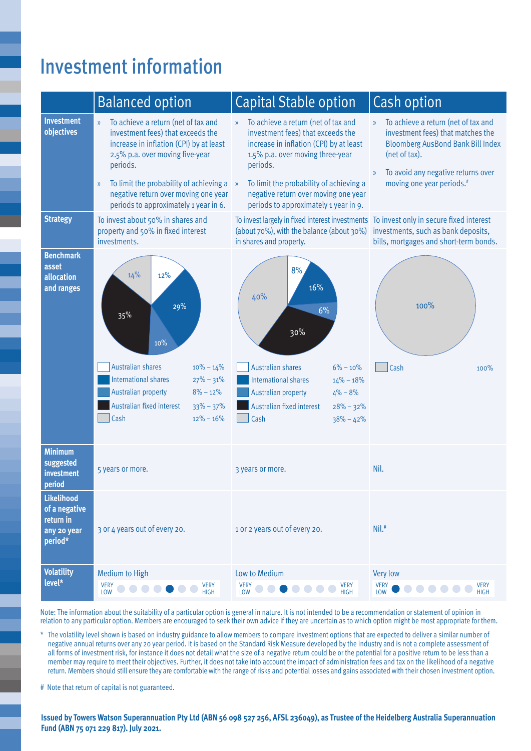# Investment information

| | Balanced option | Capital Stable option | Cash option |
|---|---|---|---|
| **Investment objectives** | » To achieve a return (net of tax and investment fees) that exceeds the increase in inflation (CPI) by at least 2.5% p.a. over moving five-year periods.<br>» To limit the probability of achieving a negative return over moving one year periods to approximately 1 year in 6. | » To achieve a return (net of tax and investment fees) that exceeds the increase in inflation (CPI) by at least 1.5% p.a. over moving three-year periods.<br>» To limit the probability of achieving a negative return over moving one year periods to approximately 1 year in 9. | » To achieve a return (net of tax and investment fees) that matches the Bloomberg AusBond Bank Bill Index (net of tax).<br>» To avoid any negative returns over moving one year periods.# |
| **Strategy** | To invest about 50% in shares and property and 50% in fixed interest investments. | To invest largely in fixed interest investments (about 70%), with the balance (about 30%) in shares and property. | To invest only in secure fixed interest investments, such as bank deposits, bills, mortgages and short-term bonds. |
| **Benchmark asset allocation and ranges** | 14% 12% 29% 10% 35%<br>Australian shares 10% – 14%<br>International shares 27% – 31%<br>Australian property 8% – 12%<br>Australian fixed interest 33% – 37%<br>Cash 12% – 16% | 8% 16% 6% 30% 40%<br>Australian shares 6% – 10%<br>International shares 14% – 18%<br>Australian property 4% – 8%<br>Australian fixed interest 28% – 32%<br>Cash 38% – 42% | 100%<br>Cash 100% |
| **Minimum suggested investment period** | 5 years or more. | 3 years or more. | Nil. |
| **Likelihood of a negative return in any 20 year period*** | 3 or 4 years out of every 20. | 1 or 2 years out of every 20. | Nil.# |
| **Volatility level*** | Medium to High<br>VERY LOW ○ ○ ○ ○ ● ○ ○ VERY HIGH | Low to Medium<br>VERY LOW ○ ○ ● ○ ○ ○ ○ VERY HIGH | Very low<br>VERY LOW ● ○ ○ ○ ○ ○ ○ VERY HIGH |

Note: The information about the suitability of a particular option is general in nature. It is not intended to be a recommendation or statement of opinion in relation to any particular option. Members are encouraged to seek their own advice if they are uncertain as to which option might be most appropriate for them.

\* The volatility level shown is based on industry guidance to allow members to compare investment options that are expected to deliver a similar number of negative annual returns over any 20 year period. It is based on the Standard Risk Measure developed by the industry and is not a complete assessment of all forms of investment risk, for instance it does not detail what the size of a negative return could be or the potential for a positive return to be less than a member may require to meet their objectives. Further, it does not take into account the impact of administration fees and tax on the likelihood of a negative return. Members should still ensure they are comfortable with the range of risks and potential losses and gains associated with their chosen investment option.

\# Note that return of capital is not guaranteed.

**Issued by Towers Watson Superannuation Pty Ltd (ABN 56 098 527 256, AFSL 236049), as Trustee of the Heidelberg Australia Superannuation Fund (ABN 75 071 229 817). July 2021.**